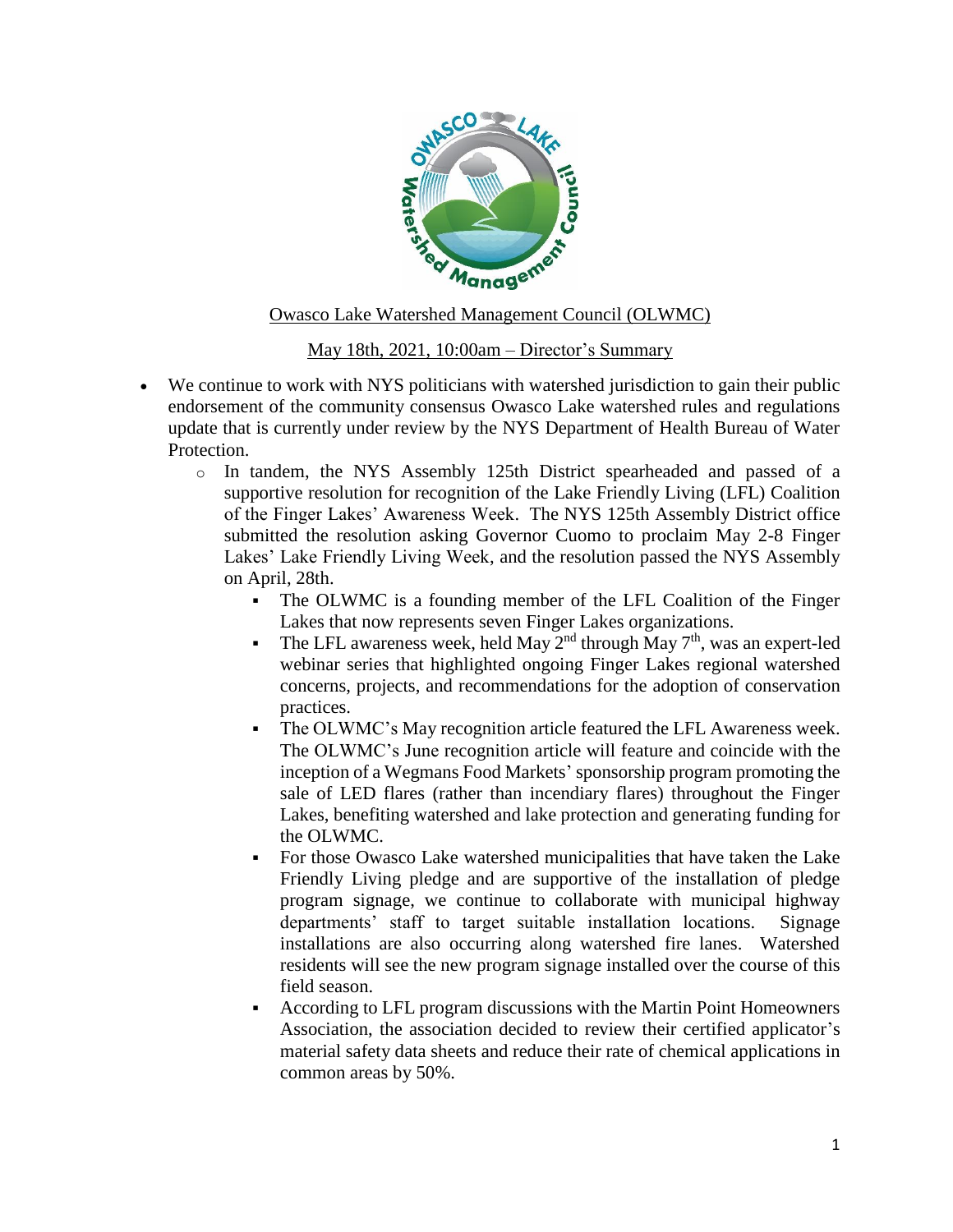Owasco Lake Watershed Management Council (OLWMC)

May 18th, 2021, 10:00am – Director's Summary

- We continue to work with NYS politicians with watershed jurisdiction to gain their public endorsement of the community consensus Owasco Lake watershed rules and regulations update that is currently under review by the NYS Department of Health Bureau of Water Protection.
  - In tandem, the NYS Assembly 125th District spearheaded and passed of a supportive resolution for recognition of the Lake Friendly Living (LFL) Coalition of the Finger Lakes' Awareness Week. The NYS 125th Assembly District office submitted the resolution asking Governor Cuomo to proclaim May 2-8 Finger Lakes' Lake Friendly Living Week, and the resolution passed the NYS Assembly on April, 28th.
    - The OLWMC is a founding member of the LFL Coalition of the Finger Lakes that now represents seven Finger Lakes organizations.
    - The LFL awareness week, held May 2nd through May 7th, was an expert-led webinar series that highlighted ongoing Finger Lakes regional watershed concerns, projects, and recommendations for the adoption of conservation practices.
    - The OLWMC's May recognition article featured the LFL Awareness week. The OLWMC's June recognition article will feature and coincide with the inception of a Wegmans Food Markets' sponsorship program promoting the sale of LED flares (rather than incendiary flares) throughout the Finger Lakes, benefiting watershed and lake protection and generating funding for the OLWMC.
    - For those Owasco Lake watershed municipalities that have taken the Lake Friendly Living pledge and are supportive of the installation of pledge program signage, we continue to collaborate with municipal highway departments' staff to target suitable installation locations. Signage installations are also occurring along watershed fire lanes. Watershed residents will see the new program signage installed over the course of this field season.
    - According to LFL program discussions with the Martin Point Homeowners Association, the association decided to review their certified applicator's material safety data sheets and reduce their rate of chemical applications in common areas by 50%.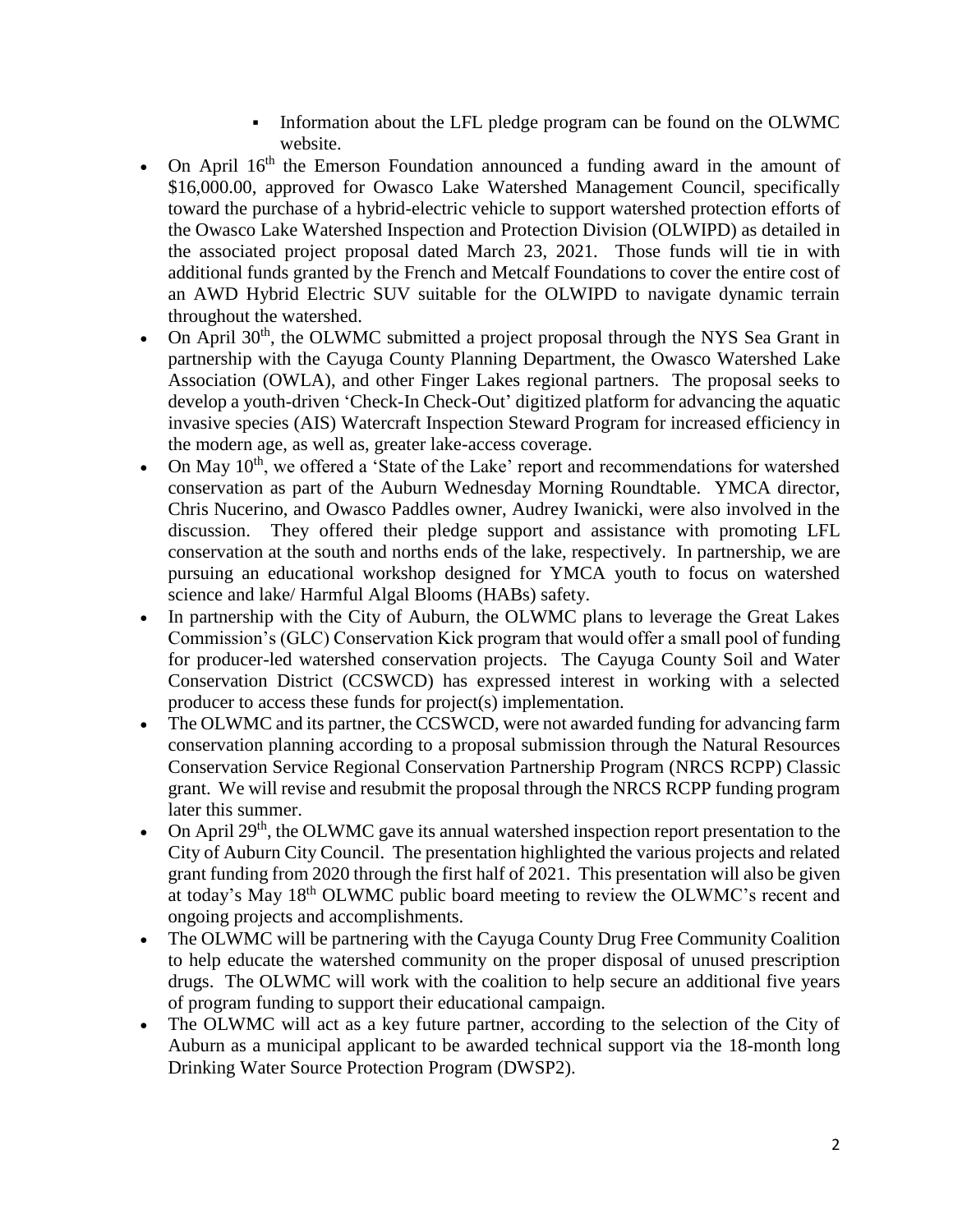- Information about the LFL pledge program can be found on the OLWMC website.

- On April 16th the Emerson Foundation announced a funding award in the amount of \$16,000.00, approved for Owasco Lake Watershed Management Council, specifically toward the purchase of a hybrid-electric vehicle to support watershed protection efforts of the Owasco Lake Watershed Inspection and Protection Division (OLWIPD) as detailed in the associated project proposal dated March 23, 2021. Those funds will tie in with additional funds granted by the French and Metcalf Foundations to cover the entire cost of an AWD Hybrid Electric SUV suitable for the OLWIPD to navigate dynamic terrain throughout the watershed.
- On April 30th, the OLWMC submitted a project proposal through the NYS Sea Grant in partnership with the Cayuga County Planning Department, the Owasco Watershed Lake Association (OWLA), and other Finger Lakes regional partners. The proposal seeks to develop a youth-driven 'Check-In Check-Out' digitized platform for advancing the aquatic invasive species (AIS) Watercraft Inspection Steward Program for increased efficiency in the modern age, as well as, greater lake-access coverage.
- On May 10th, we offered a 'State of the Lake' report and recommendations for watershed conservation as part of the Auburn Wednesday Morning Roundtable. YMCA director, Chris Nucerino, and Owasco Paddles owner, Audrey Iwanicki, were also involved in the discussion. They offered their pledge support and assistance with promoting LFL conservation at the south and norths ends of the lake, respectively. In partnership, we are pursuing an educational workshop designed for YMCA youth to focus on watershed science and lake/ Harmful Algal Blooms (HABs) safety.
- In partnership with the City of Auburn, the OLWMC plans to leverage the Great Lakes Commission's (GLC) Conservation Kick program that would offer a small pool of funding for producer-led watershed conservation projects. The Cayuga County Soil and Water Conservation District (CCSWCD) has expressed interest in working with a selected producer to access these funds for project(s) implementation.
- The OLWMC and its partner, the CCSWCD, were not awarded funding for advancing farm conservation planning according to a proposal submission through the Natural Resources Conservation Service Regional Conservation Partnership Program (NRCS RCPP) Classic grant. We will revise and resubmit the proposal through the NRCS RCPP funding program later this summer.
- On April 29th, the OLWMC gave its annual watershed inspection report presentation to the City of Auburn City Council. The presentation highlighted the various projects and related grant funding from 2020 through the first half of 2021. This presentation will also be given at today's May 18th OLWMC public board meeting to review the OLWMC's recent and ongoing projects and accomplishments.
- The OLWMC will be partnering with the Cayuga County Drug Free Community Coalition to help educate the watershed community on the proper disposal of unused prescription drugs. The OLWMC will work with the coalition to help secure an additional five years of program funding to support their educational campaign.
- The OLWMC will act as a key future partner, according to the selection of the City of Auburn as a municipal applicant to be awarded technical support via the 18-month long Drinking Water Source Protection Program (DWSP2).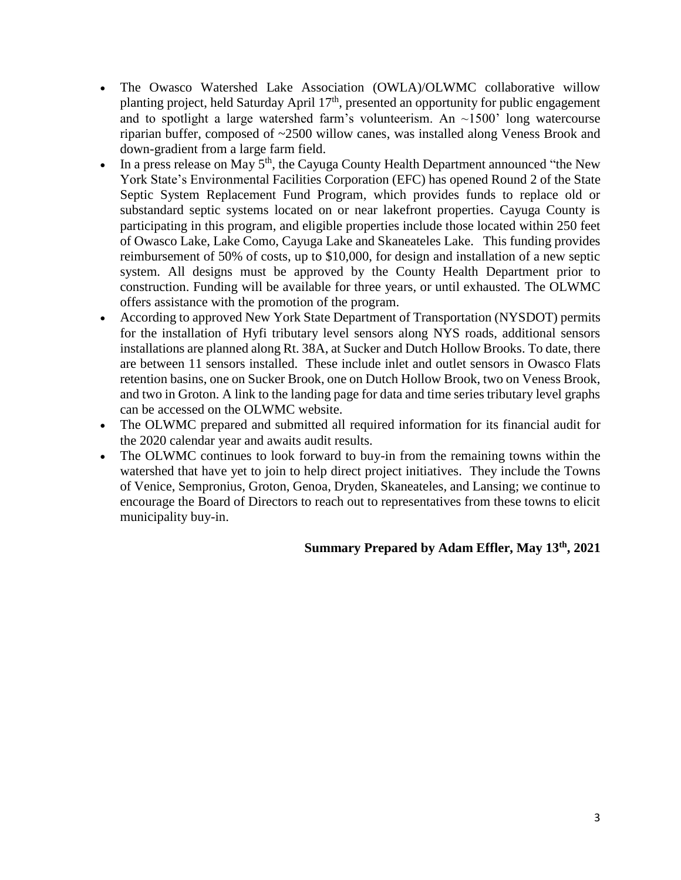- The Owasco Watershed Lake Association (OWLA)/OLWMC collaborative willow planting project, held Saturday April 17th, presented an opportunity for public engagement and to spotlight a large watershed farm's volunteerism. An ~1500' long watercourse riparian buffer, composed of ~2500 willow canes, was installed along Veness Brook and down-gradient from a large farm field.
- In a press release on May 5th, the Cayuga County Health Department announced "the New York State's Environmental Facilities Corporation (EFC) has opened Round 2 of the State Septic System Replacement Fund Program, which provides funds to replace old or substandard septic systems located on or near lakefront properties. Cayuga County is participating in this program, and eligible properties include those located within 250 feet of Owasco Lake, Lake Como, Cayuga Lake and Skaneateles Lake. This funding provides reimbursement of 50% of costs, up to $10,000, for design and installation of a new septic system. All designs must be approved by the County Health Department prior to construction. Funding will be available for three years, or until exhausted. The OLWMC offers assistance with the promotion of the program.
- According to approved New York State Department of Transportation (NYSDOT) permits for the installation of Hyfi tributary level sensors along NYS roads, additional sensors installations are planned along Rt. 38A, at Sucker and Dutch Hollow Brooks. To date, there are between 11 sensors installed. These include inlet and outlet sensors in Owasco Flats retention basins, one on Sucker Brook, one on Dutch Hollow Brook, two on Veness Brook, and two in Groton. A link to the landing page for data and time series tributary level graphs can be accessed on the OLWMC website.
- The OLWMC prepared and submitted all required information for its financial audit for the 2020 calendar year and awaits audit results.
- The OLWMC continues to look forward to buy-in from the remaining towns within the watershed that have yet to join to help direct project initiatives. They include the Towns of Venice, Sempronius, Groton, Genoa, Dryden, Skaneateles, and Lansing; we continue to encourage the Board of Directors to reach out to representatives from these towns to elicit municipality buy-in.

**Summary Prepared by Adam Effler, May 13th, 2021**